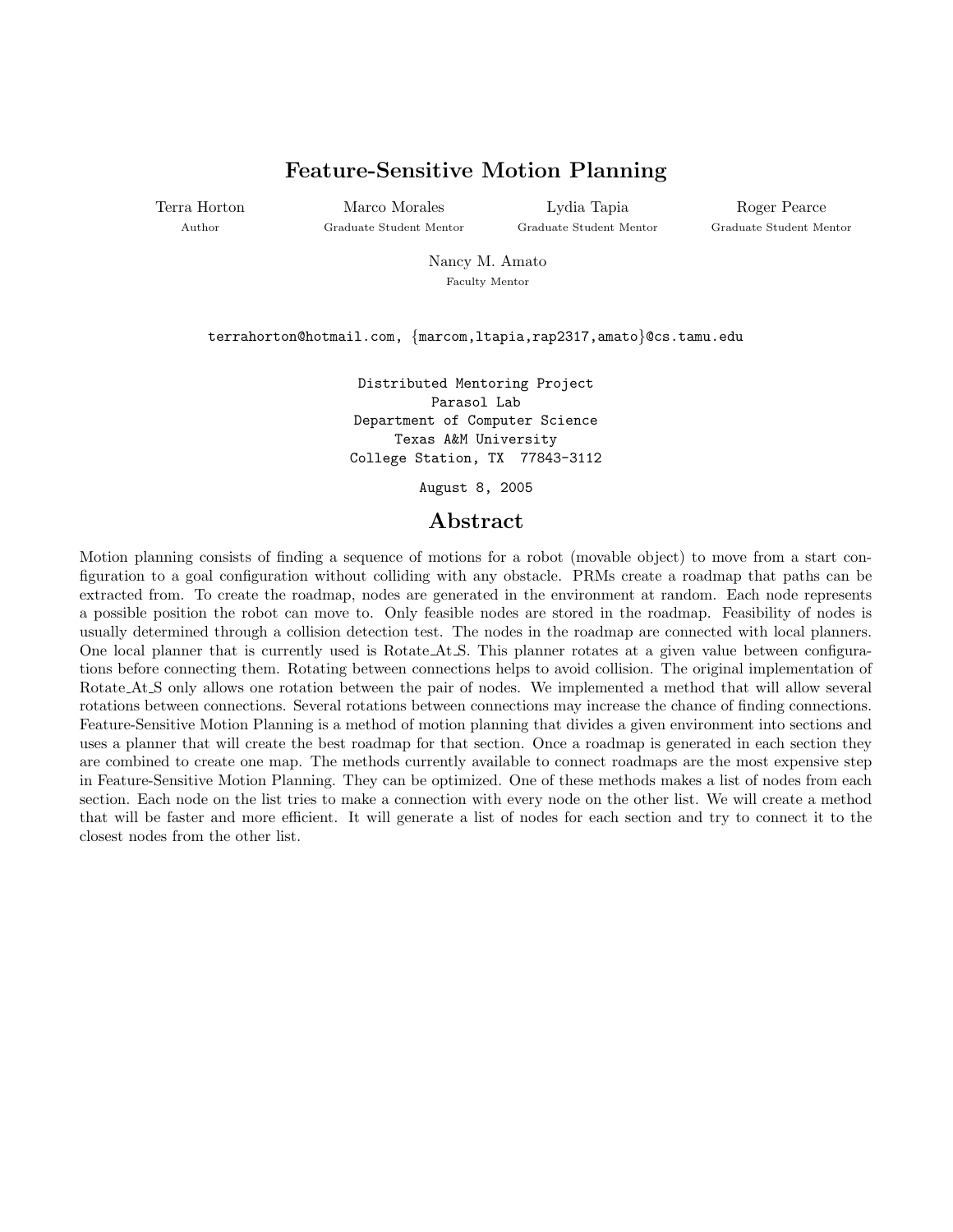# Feature-Sensitive Motion Planning

Terra Horton
Author

Marco Morales
Graduate Student Mentor

Lydia Tapia
Graduate Student Mentor

Roger Pearce
Graduate Student Mentor

Nancy M. Amato
Faculty Mentor

terrahorton@hotmail.com, {marcom,ltapia,rap2317,amato}@cs.tamu.edu

Distributed Mentoring Project
Parasol Lab
Department of Computer Science
Texas A&M University
College Station, TX 77843-3112

August 8, 2005

## Abstract

Motion planning consists of finding a sequence of motions for a robot (movable object) to move from a start configuration to a goal configuration without colliding with any obstacle. PRMs create a roadmap that paths can be extracted from. To create the roadmap, nodes are generated in the environment at random. Each node represents a possible position the robot can move to. Only feasible nodes are stored in the roadmap. Feasibility of nodes is usually determined through a collision detection test. The nodes in the roadmap are connected with local planners. One local planner that is currently used is Rotate_At_S. This planner rotates at a given value between configurations before connecting them. Rotating between connections helps to avoid collision. The original implementation of Rotate_At_S only allows one rotation between the pair of nodes. We implemented a method that will allow several rotations between connections. Several rotations between connections may increase the chance of finding connections. Feature-Sensitive Motion Planning is a method of motion planning that divides a given environment into sections and uses a planner that will create the best roadmap for that section. Once a roadmap is generated in each section they are combined to create one map. The methods currently available to connect roadmaps are the most expensive step in Feature-Sensitive Motion Planning. They can be optimized. One of these methods makes a list of nodes from each section. Each node on the list tries to make a connection with every node on the other list. We will create a method that will be faster and more efficient. It will generate a list of nodes for each section and try to connect it to the closest nodes from the other list.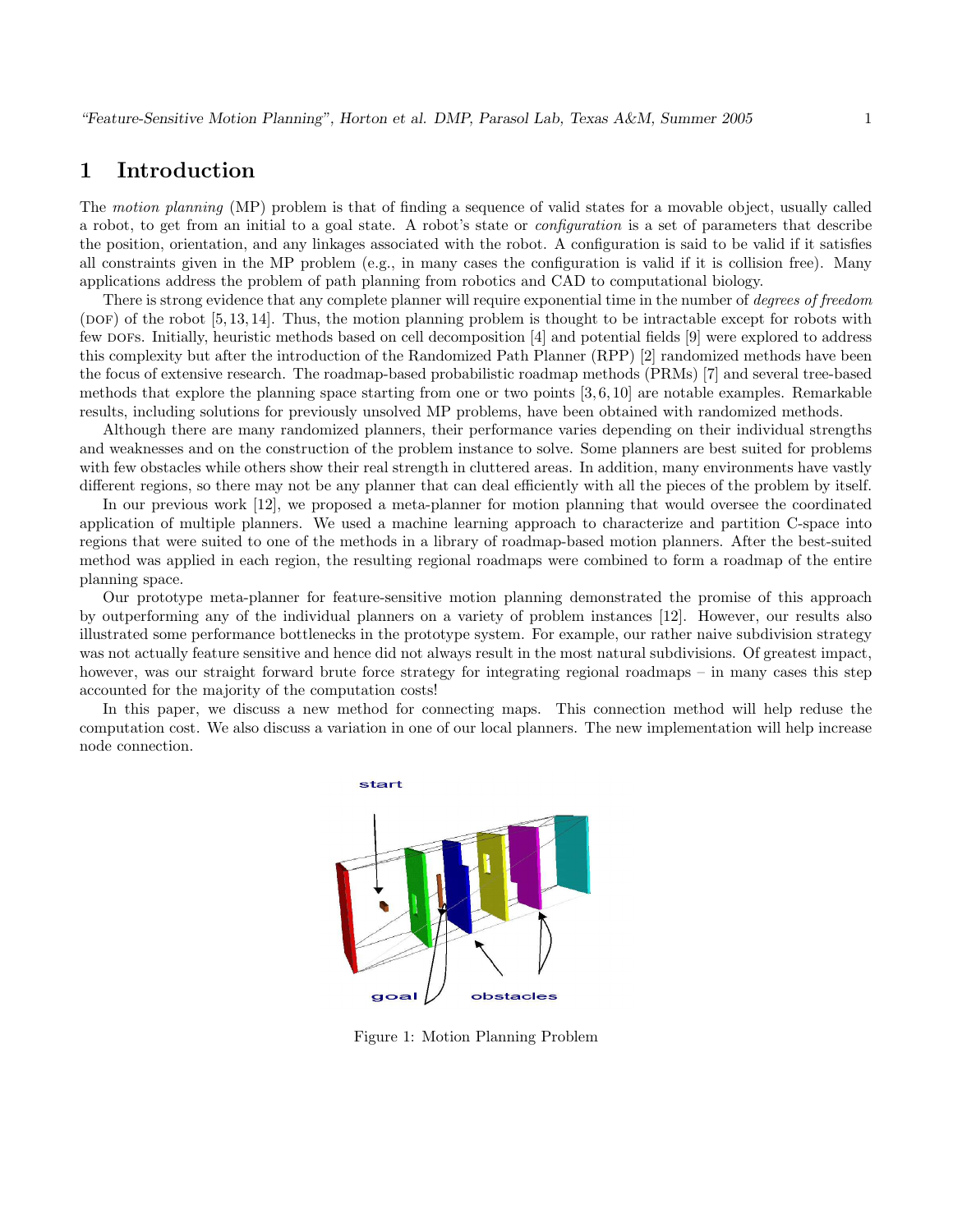# 1 Introduction

The *motion planning* (MP) problem is that of finding a sequence of valid states for a movable object, usually called a robot, to get from an initial to a goal state. A robot's state or *configuration* is a set of parameters that describe the position, orientation, and any linkages associated with the robot. A configuration is said to be valid if it satisfies all constraints given in the MP problem (e.g., in many cases the configuration is valid if it is collision free). Many applications address the problem of path planning from robotics and CAD to computational biology.

There is strong evidence that any complete planner will require exponential time in the number of *degrees of freedom* (DOF) of the robot [5, 13, 14]. Thus, the motion planning problem is thought to be intractable except for robots with few DOFs. Initially, heuristic methods based on cell decomposition [4] and potential fields [9] were explored to address this complexity but after the introduction of the Randomized Path Planner (RPP) [2] randomized methods have been the focus of extensive research. The roadmap-based probabilistic roadmap methods (PRMs) [7] and several tree-based methods that explore the planning space starting from one or two points [3, 6, 10] are notable examples. Remarkable results, including solutions for previously unsolved MP problems, have been obtained with randomized methods.

Although there are many randomized planners, their performance varies depending on their individual strengths and weaknesses and on the construction of the problem instance to solve. Some planners are best suited for problems with few obstacles while others show their real strength in cluttered areas. In addition, many environments have vastly different regions, so there may not be any planner that can deal efficiently with all the pieces of the problem by itself.

In our previous work [12], we proposed a meta-planner for motion planning that would oversee the coordinated application of multiple planners. We used a machine learning approach to characterize and partition C-space into regions that were suited to one of the methods in a library of roadmap-based motion planners. After the best-suited method was applied in each region, the resulting regional roadmaps were combined to form a roadmap of the entire planning space.

Our prototype meta-planner for feature-sensitive motion planning demonstrated the promise of this approach by outperforming any of the individual planners on a variety of problem instances [12]. However, our results also illustrated some performance bottlenecks in the prototype system. For example, our rather naive subdivision strategy was not actually feature sensitive and hence did not always result in the most natural subdivisions. Of greatest impact, however, was our straight forward brute force strategy for integrating regional roadmaps – in many cases this step accounted for the majority of the computation costs!

In this paper, we discuss a new method for connecting maps. This connection method will help reduse the computation cost. We also discuss a variation in one of our local planners. The new implementation will help increase node connection.

Figure 1: Motion Planning Problem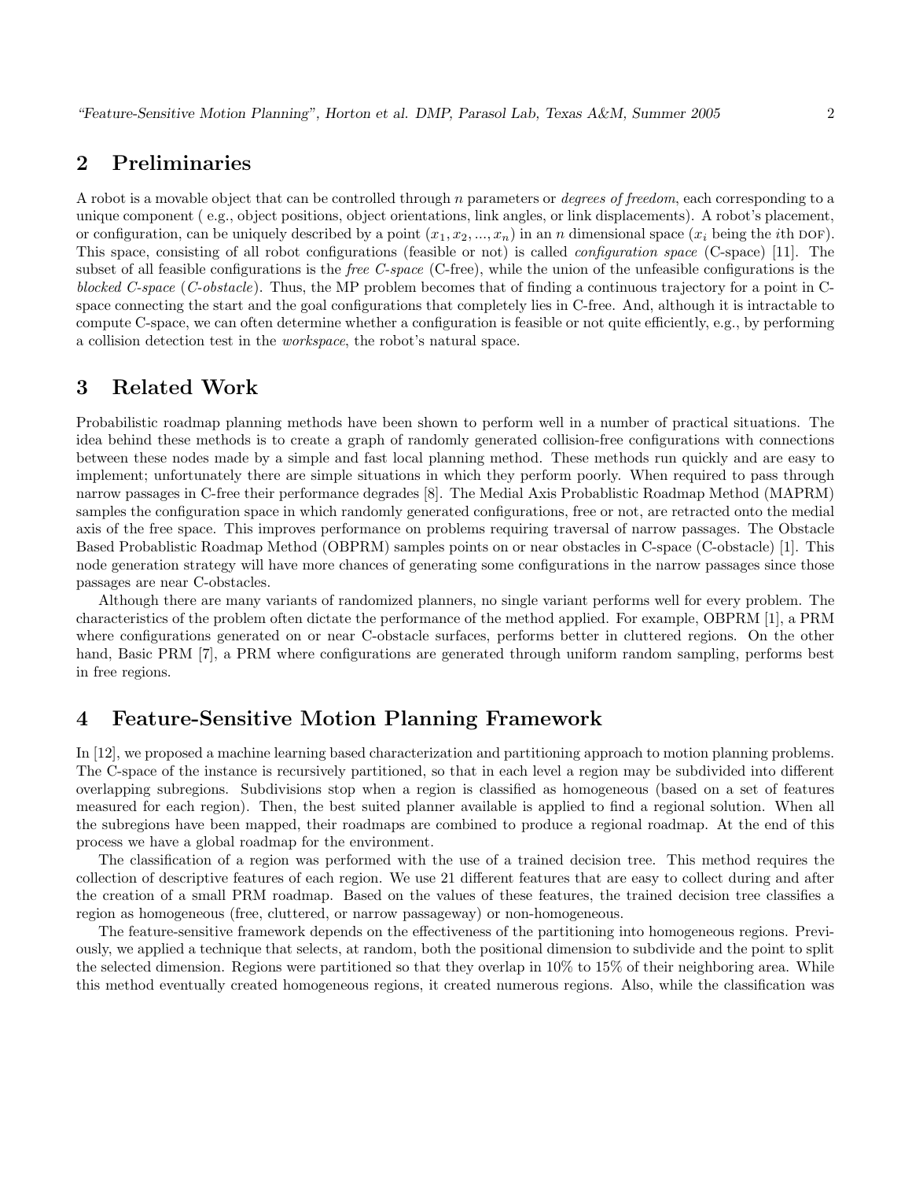## 2 Preliminaries

A robot is a movable object that can be controlled through $n$ parameters or *degrees of freedom*, each corresponding to a unique component ( e.g., object positions, object orientations, link angles, or link displacements). A robot's placement, or configuration, can be uniquely described by a point $(x_1, x_2, ..., x_n)$ in an $n$ dimensional space ($x_i$ being the $i$th DOF). This space, consisting of all robot configurations (feasible or not) is called *configuration space* (C-space) [11]. The subset of all feasible configurations is the *free C-space* (C-free), while the union of the unfeasible configurations is the *blocked C-space* (*C-obstacle*). Thus, the MP problem becomes that of finding a continuous trajectory for a point in C-space connecting the start and the goal configurations that completely lies in C-free. And, although it is intractable to compute C-space, we can often determine whether a configuration is feasible or not quite efficiently, e.g., by performing a collision detection test in the *workspace*, the robot's natural space.

## 3 Related Work

Probabilistic roadmap planning methods have been shown to perform well in a number of practical situations. The idea behind these methods is to create a graph of randomly generated collision-free configurations with connections between these nodes made by a simple and fast local planning method. These methods run quickly and are easy to implement; unfortunately there are simple situations in which they perform poorly. When required to pass through narrow passages in C-free their performance degrades [8]. The Medial Axis Probablistic Roadmap Method (MAPRM) samples the configuration space in which randomly generated configurations, free or not, are retracted onto the medial axis of the free space. This improves performance on problems requiring traversal of narrow passages. The Obstacle Based Probablistic Roadmap Method (OBPRM) samples points on or near obstacles in C-space (C-obstacle) [1]. This node generation strategy will have more chances of generating some configurations in the narrow passages since those passages are near C-obstacles.

Although there are many variants of randomized planners, no single variant performs well for every problem. The characteristics of the problem often dictate the performance of the method applied. For example, OBPRM [1], a PRM where configurations generated on or near C-obstacle surfaces, performs better in cluttered regions. On the other hand, Basic PRM [7], a PRM where configurations are generated through uniform random sampling, performs best in free regions.

## 4 Feature-Sensitive Motion Planning Framework

In [12], we proposed a machine learning based characterization and partitioning approach to motion planning problems. The C-space of the instance is recursively partitioned, so that in each level a region may be subdivided into different overlapping subregions. Subdivisions stop when a region is classified as homogeneous (based on a set of features measured for each region). Then, the best suited planner available is applied to find a regional solution. When all the subregions have been mapped, their roadmaps are combined to produce a regional roadmap. At the end of this process we have a global roadmap for the environment.

The classification of a region was performed with the use of a trained decision tree. This method requires the collection of descriptive features of each region. We use 21 different features that are easy to collect during and after the creation of a small PRM roadmap. Based on the values of these features, the trained decision tree classifies a region as homogeneous (free, cluttered, or narrow passageway) or non-homogeneous.

The feature-sensitive framework depends on the effectiveness of the partitioning into homogeneous regions. Previously, we applied a technique that selects, at random, both the positional dimension to subdivide and the point to split the selected dimension. Regions were partitioned so that they overlap in 10% to 15% of their neighboring area. While this method eventually created homogeneous regions, it created numerous regions. Also, while the classification was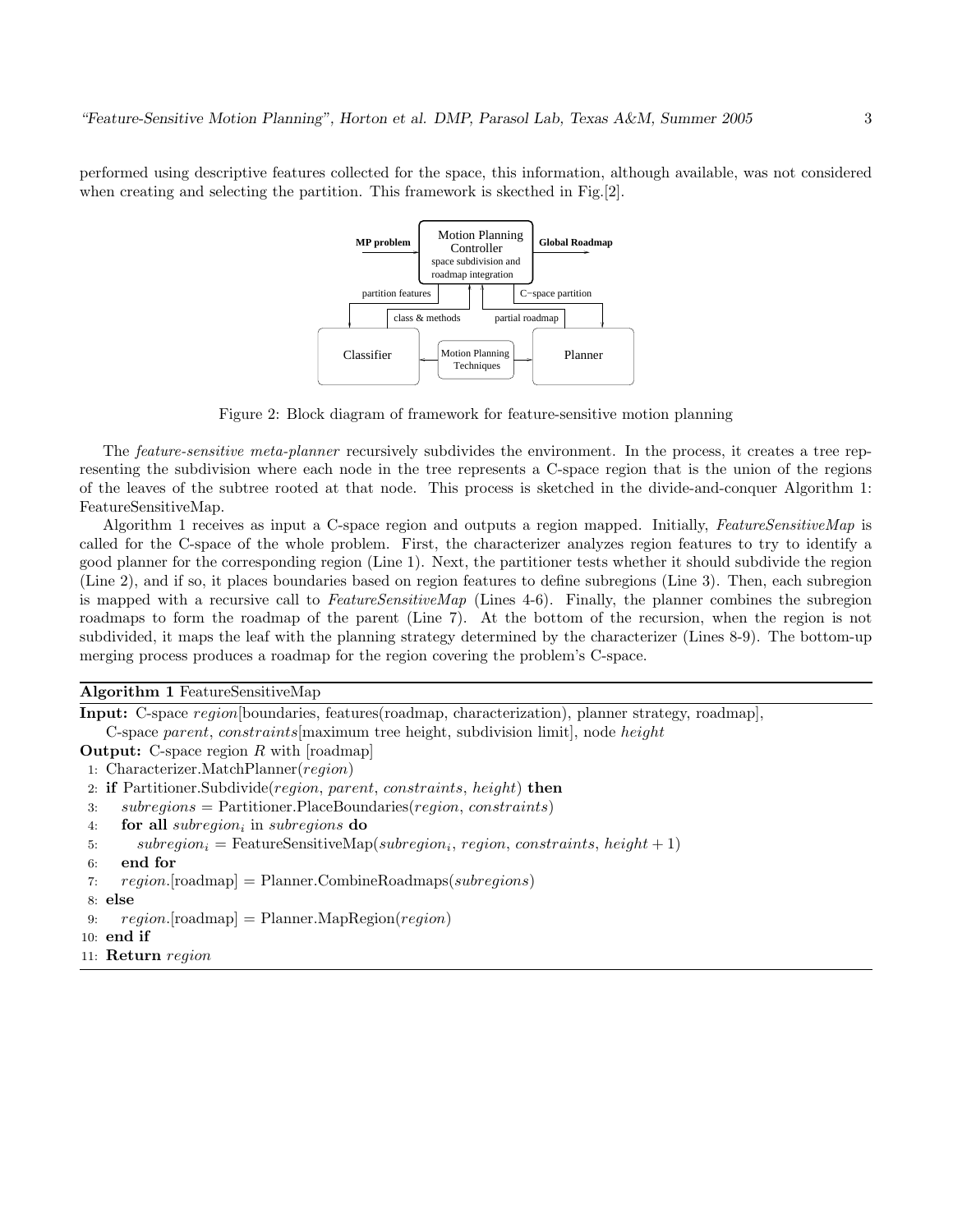performed using descriptive features collected for the space, this information, although available, was not considered when creating and selecting the partition. This framework is skecthed in Fig.[2].

Figure 2: Block diagram of framework for feature-sensitive motion planning

The *feature-sensitive meta-planner* recursively subdivides the environment. In the process, it creates a tree representing the subdivision where each node in the tree represents a C-space region that is the union of the regions of the leaves of the subtree rooted at that node. This process is sketched in the divide-and-conquer Algorithm 1: FeatureSensitiveMap.

Algorithm 1 receives as input a C-space region and outputs a region mapped. Initially, *FeatureSensitiveMap* is called for the C-space of the whole problem. First, the characterizer analyzes region features to try to identify a good planner for the corresponding region (Line 1). Next, the partitioner tests whether it should subdivide the region (Line 2), and if so, it places boundaries based on region features to define subregions (Line 3). Then, each subregion is mapped with a recursive call to *FeatureSensitiveMap* (Lines 4-6). Finally, the planner combines the subregion roadmaps to form the roadmap of the parent (Line 7). At the bottom of the recursion, when the region is not subdivided, it maps the leaf with the planning strategy determined by the characterizer (Lines 8-9). The bottom-up merging process produces a roadmap for the region covering the problem's C-space.

**Algorithm 1** FeatureSensitiveMap

**Input:** C-space *region*[boundaries, features(roadmap, characterization), planner strategy, roadmap], C-space *parent*, *constraints*[maximum tree height, subdivision limit], node *height*

**Output:** C-space region $R$ with [roadmap]

```
1:  Characterizer.MatchPlanner(region)
2:  if Partitioner.Subdivide(region, parent, constraints, height) then
3:      subregions = Partitioner.PlaceBoundaries(region, constraints)
4:      for all subregion_i in subregions do
5:          subregion_i = FeatureSensitiveMap(subregion_i, region, constraints, height + 1)
6:      end for
7:      region.[roadmap] = Planner.CombineRoadmaps(subregions)
8:  else
9:      region.[roadmap] = Planner.MapRegion(region)
10: end if
11: Return region
```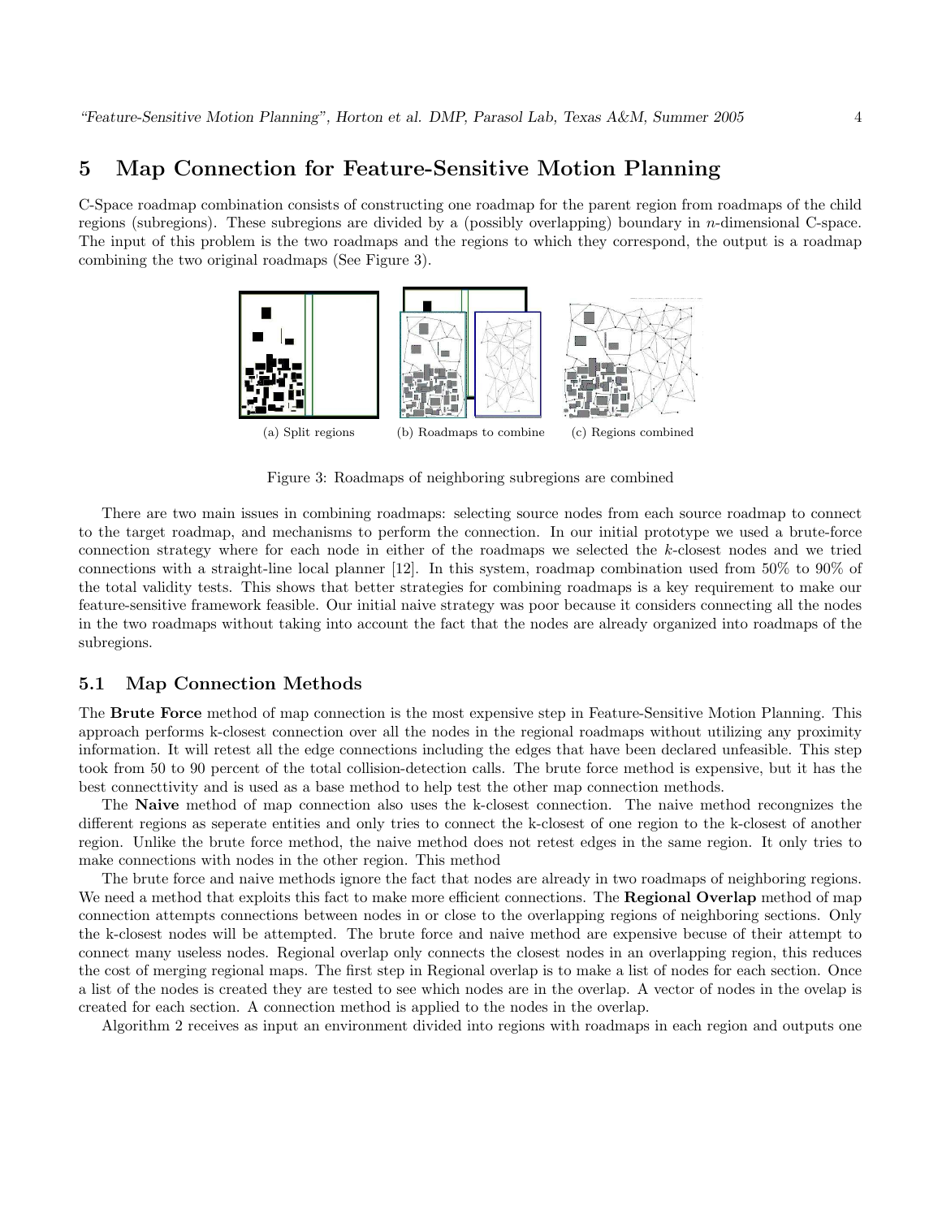## 5 Map Connection for Feature-Sensitive Motion Planning

C-Space roadmap combination consists of constructing one roadmap for the parent region from roadmaps of the child regions (subregions). These subregions are divided by a (possibly overlapping) boundary in $n$-dimensional C-space. The input of this problem is the two roadmaps and the regions to which they correspond, the output is a roadmap combining the two original roadmaps (See Figure 3).

(a) Split regions (b) Roadmaps to combine (c) Regions combined

Figure 3: Roadmaps of neighboring subregions are combined

There are two main issues in combining roadmaps: selecting source nodes from each source roadmap to connect to the target roadmap, and mechanisms to perform the connection. In our initial prototype we used a brute-force connection strategy where for each node in either of the roadmaps we selected the $k$-closest nodes and we tried connections with a straight-line local planner [12]. In this system, roadmap combination used from 50% to 90% of the total validity tests. This shows that better strategies for combining roadmaps is a key requirement to make our feature-sensitive framework feasible. Our initial naive strategy was poor because it considers connecting all the nodes in the two roadmaps without taking into account the fact that the nodes are already organized into roadmaps of the subregions.

### 5.1 Map Connection Methods

The **Brute Force** method of map connection is the most expensive step in Feature-Sensitive Motion Planning. This approach performs k-closest connection over all the nodes in the regional roadmaps without utilizing any proximity information. It will retest all the edge connections including the edges that have been declared unfeasible. This step took from 50 to 90 percent of the total collision-detection calls. The brute force method is expensive, but it has the best connecttivity and is used as a base method to help test the other map connection methods.

The **Naive** method of map connection also uses the k-closest connection. The naive method recongnizes the different regions as seperate entities and only tries to connect the k-closest of one region to the k-closest of another region. Unlike the brute force method, the naive method does not retest edges in the same region. It only tries to make connections with nodes in the other region. This method

The brute force and naive methods ignore the fact that nodes are already in two roadmaps of neighboring regions. We need a method that exploits this fact to make more efficient connections. The **Regional Overlap** method of map connection attempts connections between nodes in or close to the overlapping regions of neighboring sections. Only the k-closest nodes will be attempted. The brute force and naive method are expensive becuse of their attempt to connect many useless nodes. Regional overlap only connects the closest nodes in an overlapping region, this reduces the cost of merging regional maps. The first step in Regional overlap is to make a list of nodes for each section. Once a list of the nodes is created they are tested to see which nodes are in the overlap. A vector of nodes in the ovelap is created for each section. A connection method is applied to the nodes in the overlap.

Algorithm 2 receives as input an environment divided into regions with roadmaps in each region and outputs one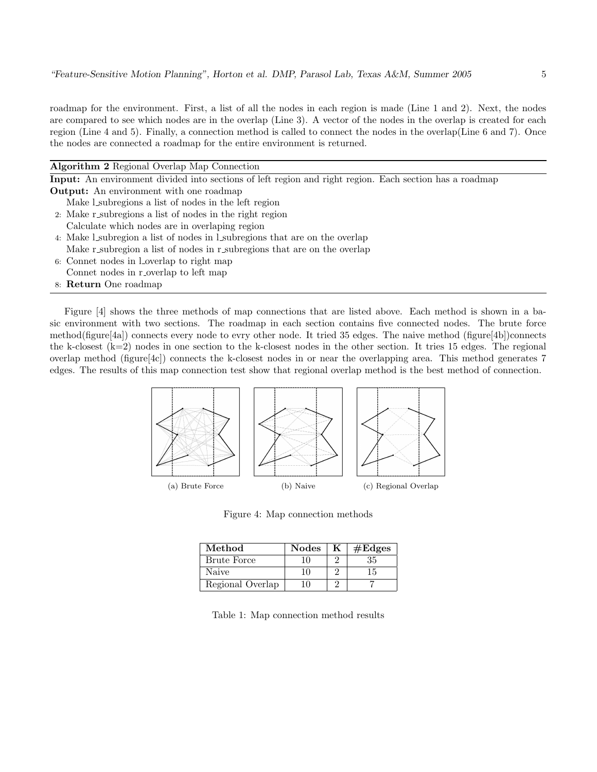roadmap for the environment. First, a list of all the nodes in each region is made (Line 1 and 2). Next, the nodes are compared to see which nodes are in the overlap (Line 3). A vector of the nodes in the overlap is created for each region (Line 4 and 5). Finally, a connection method is called to connect the nodes in the overlap(Line 6 and 7). Once the nodes are connected a roadmap for the entire environment is returned.

**Algorithm 2** Regional Overlap Map Connection

**Input:** An environment divided into sections of left region and right region. Each section has a roadmap

**Output:** An environment with one roadmap

```
    Make l_subregions a list of nodes in the left region
 2: Make r_subregions a list of nodes in the right region
    Calculate which nodes are in overlaping region
 4: Make l_subregion a list of nodes in l_subregions that are on the overlap
    Make r_subregion a list of nodes in r_subregions that are on the overlap
 6: Connet nodes in l_overlap to right map
    Connet nodes in r_overlap to left map
 8: Return One roadmap
```

Figure [4] shows the three methods of map connections that are listed above. Each method is shown in a basic environment with two sections. The roadmap in each section contains five connected nodes. The brute force method(figure[4a]) connects every node to evry other node. It tried 35 edges. The naive method (figure[4b])connects the k-closest (k=2) nodes in one section to the k-closest nodes in the other section. It tries 15 edges. The regional overlap method (figure[4c]) connects the k-closest nodes in or near the overlapping area. This method generates 7 edges. The results of this map connection test show that regional overlap method is the best method of connection.

(a) Brute Force (b) Naive (c) Regional Overlap

Figure 4: Map connection methods

| Method | Nodes | K | #Edges |
|---|---|---|---|
| Brute Force | 10 | 2 | 35 |
| Naive | 10 | 2 | 15 |
| Regional Overlap | 10 | 2 | 7 |

Table 1: Map connection method results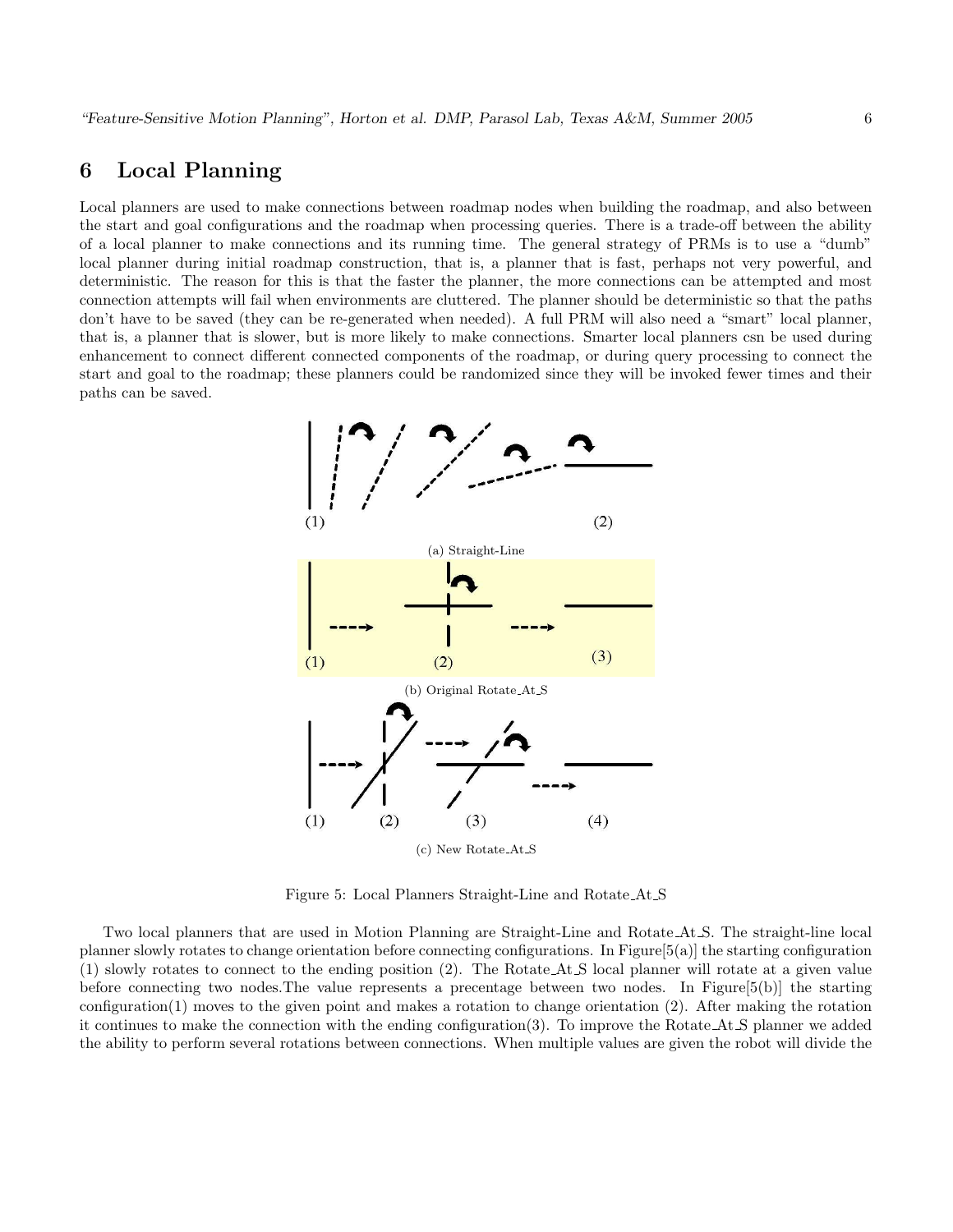## 6 Local Planning

Local planners are used to make connections between roadmap nodes when building the roadmap, and also between the start and goal configurations and the roadmap when processing queries. There is a trade-off between the ability of a local planner to make connections and its running time. The general strategy of PRMs is to use a "dumb" local planner during initial roadmap construction, that is, a planner that is fast, perhaps not very powerful, and deterministic. The reason for this is that the faster the planner, the more connections can be attempted and most connection attempts will fail when environments are cluttered. The planner should be deterministic so that the paths don't have to be saved (they can be re-generated when needed). A full PRM will also need a "smart" local planner, that is, a planner that is slower, but is more likely to make connections. Smarter local planners csn be used during enhancement to connect different connected components of the roadmap, or during query processing to connect the start and goal to the roadmap; these planners could be randomized since they will be invoked fewer times and their paths can be saved.

(1) (2)

(a) Straight-Line

(1) (2) (3)

(b) Original Rotate_At_S

(1) (2) (3) (4)

(c) New Rotate_At_S

Figure 5: Local Planners Straight-Line and Rotate_At_S

Two local planners that are used in Motion Planning are Straight-Line and Rotate_At_S. The straight-line local planner slowly rotates to change orientation before connecting configurations. In Figure[5(a)] the starting configuration (1) slowly rotates to connect to the ending position (2). The Rotate_At_S local planner will rotate at a given value before connecting two nodes.The value represents a precentage between two nodes. In Figure[5(b)] the starting configuration(1) moves to the given point and makes a rotation to change orientation (2). After making the rotation it continues to make the connection with the ending configuration(3). To improve the Rotate_At_S planner we added the ability to perform several rotations between connections. When multiple values are given the robot will divide the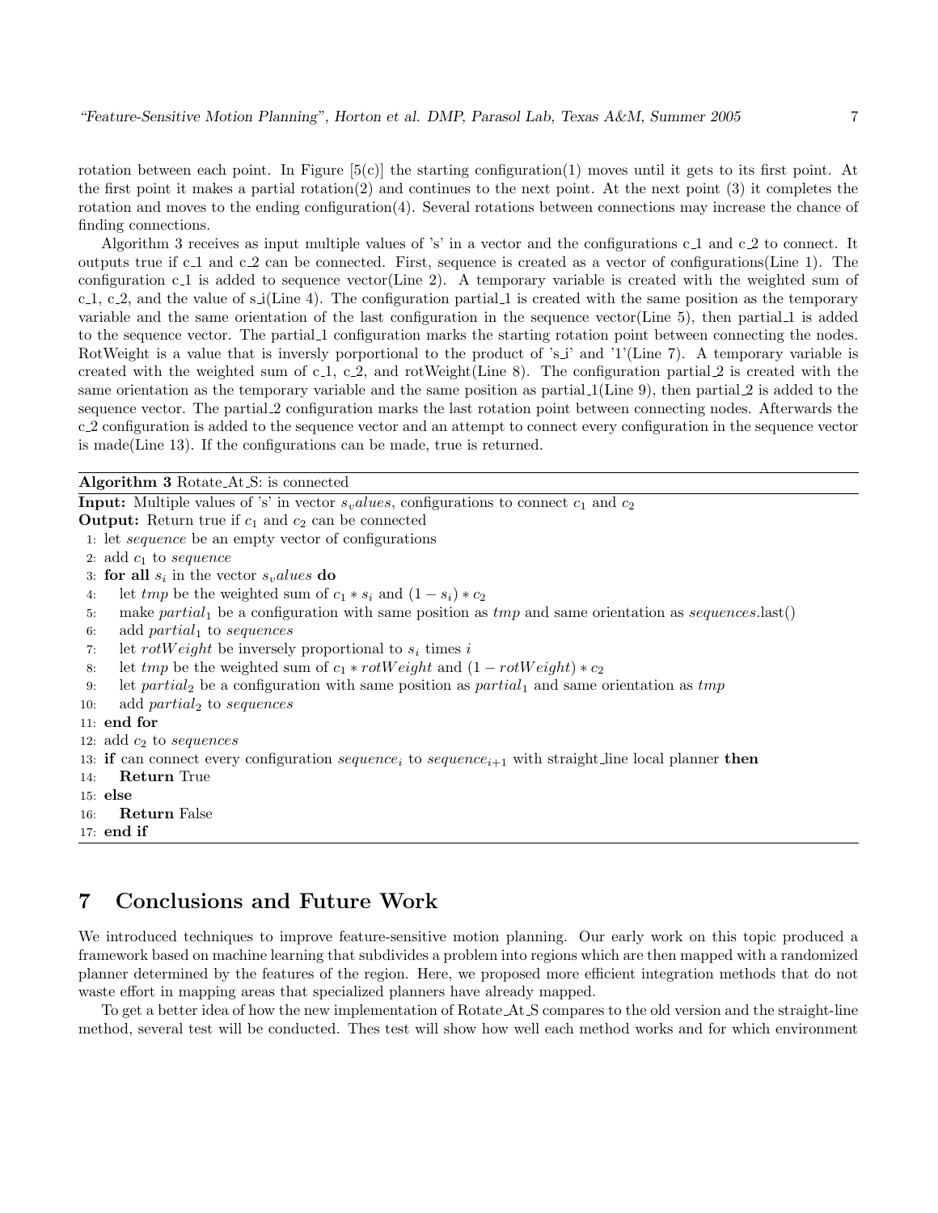rotation between each point. In Figure [5(c)] the starting configuration(1) moves until it gets to its first point. At the first point it makes a partial rotation(2) and continues to the next point. At the next point (3) it completes the rotation and moves to the ending configuration(4). Several rotations between connections may increase the chance of finding connections.

Algorithm 3 receives as input multiple values of 's' in a vector and the configurations c_1 and c_2 to connect. It outputs true if c_1 and c_2 can be connected. First, sequence is created as a vector of configurations(Line 1). The configuration c_1 is added to sequence vector(Line 2). A temporary variable is created with the weighted sum of c_1, c_2, and the value of s_i(Line 4). The configuration partial_1 is created with the same position as the temporary variable and the same orientation of the last configuration in the sequence vector(Line 5), then partial_1 is added to the sequence vector. The partial_1 configuration marks the starting rotation point between connecting the nodes. RotWeight is a value that is inversly porportional to the product of 's_i' and '1'(Line 7). A temporary variable is created with the weighted sum of c_1, c_2, and rotWeight(Line 8). The configuration partial_2 is created with the same orientation as the temporary variable and the same position as partial_1(Line 9), then partial_2 is added to the sequence vector. The partial_2 configuration marks the last rotation point between connecting nodes. Afterwards the c_2 configuration is added to the sequence vector and an attempt to connect every configuration in the sequence vector is made(Line 13). If the configurations can be made, true is returned.

**Algorithm 3** Rotate_At_S: is connected

**Input:** Multiple values of 's' in vector $s_values$, configurations to connect $c_1$ and $c_2$
**Output:** Return true if $c_1$ and $c_2$ can be connected

1: let *sequence* be an empty vector of configurations
2: add $c_1$ to *sequence*
3: **for all** $s_i$ in the vector $s_values$ **do**
4: &nbsp;&nbsp;&nbsp;&nbsp;let *tmp* be the weighted sum of $c_1 * s_i$ and $(1 - s_i) * c_2$
5: &nbsp;&nbsp;&nbsp;&nbsp;make $partial_1$ be a configuration with same position as *tmp* and same orientation as *sequences*.last()
6: &nbsp;&nbsp;&nbsp;&nbsp;add $partial_1$ to *sequences*
7: &nbsp;&nbsp;&nbsp;&nbsp;let $rotWeight$ be inversely proportional to $s_i$ times $i$
8: &nbsp;&nbsp;&nbsp;&nbsp;let *tmp* be the weighted sum of $c_1 * rotWeight$ and $(1 - rotWeight) * c_2$
9: &nbsp;&nbsp;&nbsp;&nbsp;let $partial_2$ be a configuration with same position as $partial_1$ and same orientation as *tmp*
10: &nbsp;&nbsp;&nbsp;&nbsp;add $partial_2$ to *sequences*
11: **end for**
12: add $c_2$ to *sequences*
13: **if** can connect every configuration $sequence_i$ to $sequence_{i+1}$ with straight_line local planner **then**
14: &nbsp;&nbsp;&nbsp;&nbsp;**Return** True
15: **else**
16: &nbsp;&nbsp;&nbsp;&nbsp;**Return** False
17: **end if**

# 7 Conclusions and Future Work

We introduced techniques to improve feature-sensitive motion planning. Our early work on this topic produced a framework based on machine learning that subdivides a problem into regions which are then mapped with a randomized planner determined by the features of the region. Here, we proposed more efficient integration methods that do not waste effort in mapping areas that specialized planners have already mapped.

To get a better idea of how the new implementation of Rotate_At_S compares to the old version and the straight-line method, several test will be conducted. Thes test will show how well each method works and for which environment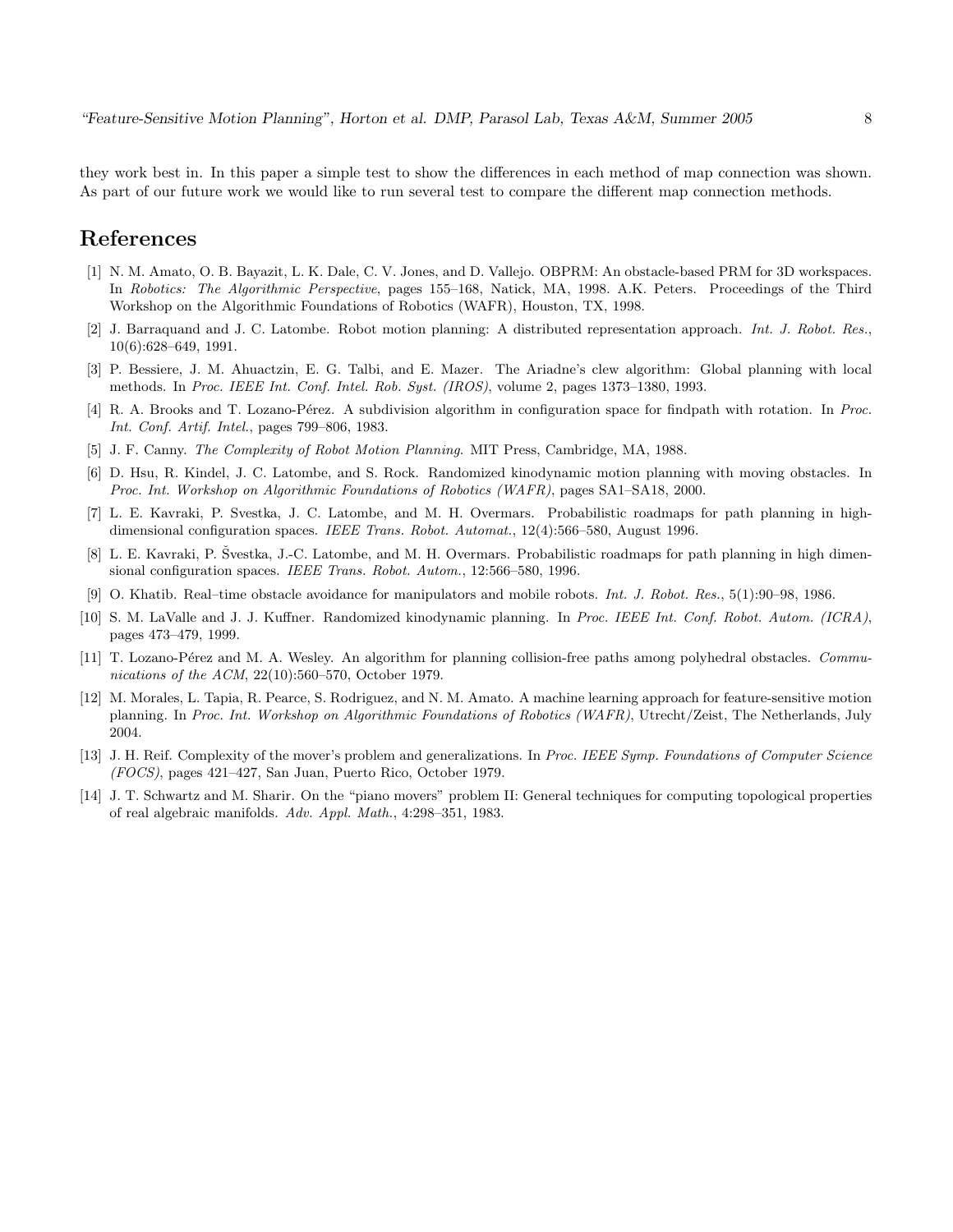they work best in. In this paper a simple test to show the differences in each method of map connection was shown. As part of our future work we would like to run several test to compare the different map connection methods.

## References

[1] N. M. Amato, O. B. Bayazit, L. K. Dale, C. V. Jones, and D. Vallejo. OBPRM: An obstacle-based PRM for 3D workspaces. In *Robotics: The Algorithmic Perspective*, pages 155–168, Natick, MA, 1998. A.K. Peters. Proceedings of the Third Workshop on the Algorithmic Foundations of Robotics (WAFR), Houston, TX, 1998.

[2] J. Barraquand and J. C. Latombe. Robot motion planning: A distributed representation approach. *Int. J. Robot. Res.*, 10(6):628–649, 1991.

[3] P. Bessiere, J. M. Ahuactzin, E. G. Talbi, and E. Mazer. The Ariadne's clew algorithm: Global planning with local methods. In *Proc. IEEE Int. Conf. Intel. Rob. Syst. (IROS)*, volume 2, pages 1373–1380, 1993.

[4] R. A. Brooks and T. Lozano-Pérez. A subdivision algorithm in configuration space for findpath with rotation. In *Proc. Int. Conf. Artif. Intel.*, pages 799–806, 1983.

[5] J. F. Canny. *The Complexity of Robot Motion Planning*. MIT Press, Cambridge, MA, 1988.

[6] D. Hsu, R. Kindel, J. C. Latombe, and S. Rock. Randomized kinodynamic motion planning with moving obstacles. In *Proc. Int. Workshop on Algorithmic Foundations of Robotics (WAFR)*, pages SA1–SA18, 2000.

[7] L. E. Kavraki, P. Svestka, J. C. Latombe, and M. H. Overmars. Probabilistic roadmaps for path planning in high-dimensional configuration spaces. *IEEE Trans. Robot. Automat.*, 12(4):566–580, August 1996.

[8] L. E. Kavraki, P. Švestka, J.-C. Latombe, and M. H. Overmars. Probabilistic roadmaps for path planning in high dimensional configuration spaces. *IEEE Trans. Robot. Autom.*, 12:566–580, 1996.

[9] O. Khatib. Real–time obstacle avoidance for manipulators and mobile robots. *Int. J. Robot. Res.*, 5(1):90–98, 1986.

[10] S. M. LaValle and J. J. Kuffner. Randomized kinodynamic planning. In *Proc. IEEE Int. Conf. Robot. Autom. (ICRA)*, pages 473–479, 1999.

[11] T. Lozano-Pérez and M. A. Wesley. An algorithm for planning collision-free paths among polyhedral obstacles. *Communications of the ACM*, 22(10):560–570, October 1979.

[12] M. Morales, L. Tapia, R. Pearce, S. Rodriguez, and N. M. Amato. A machine learning approach for feature-sensitive motion planning. In *Proc. Int. Workshop on Algorithmic Foundations of Robotics (WAFR)*, Utrecht/Zeist, The Netherlands, July 2004.

[13] J. H. Reif. Complexity of the mover's problem and generalizations. In *Proc. IEEE Symp. Foundations of Computer Science (FOCS)*, pages 421–427, San Juan, Puerto Rico, October 1979.

[14] J. T. Schwartz and M. Sharir. On the "piano movers" problem II: General techniques for computing topological properties of real algebraic manifolds. *Adv. Appl. Math.*, 4:298–351, 1983.